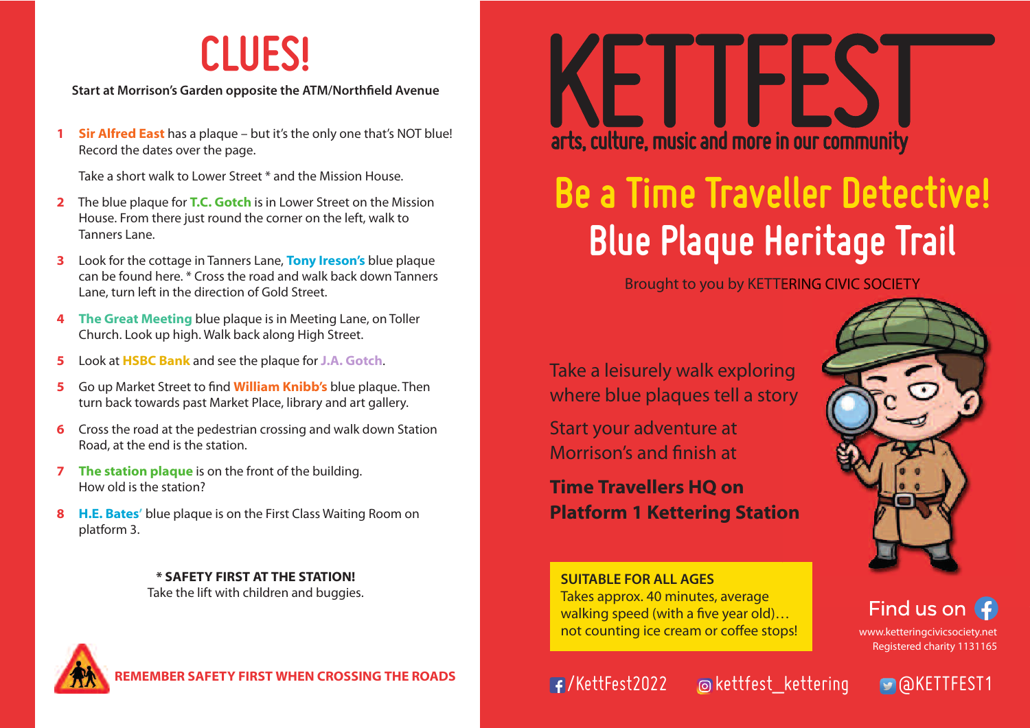# CLUES!

**Start at Morrison's Garden opposite the ATM/Northfield Avenue**

1. **Sir Alfred East** has a plaque – but it's the only one that's NOT blue! Record the dates over the page.

   Take a short walk to Lower Street * and the Mission House.

2. The blue plaque for **T.C. Gotch** is in Lower Street on the Mission House. From there just round the corner on the left, walk to Tanners Lane.

3. Look for the cottage in Tanners Lane, **Tony Ireson's** blue plaque can be found here. * Cross the road and walk back down Tanners Lane, turn left in the direction of Gold Street.

4. **The Great Meeting** blue plaque is in Meeting Lane, on Toller Church. Look up high. Walk back along High Street.

5. Look at **HSBC Bank** and see the plaque for **J.A. Gotch**.

5. Go up Market Street to find **William Knibb's** blue plaque. Then turn back towards past Market Place, library and art gallery.

6. Cross the road at the pedestrian crossing and walk down Station Road, at the end is the station.

7. **The station plaque** is on the front of the building. How old is the station?

8. **H.E. Bates'** blue plaque is on the First Class Waiting Room on platform 3.

**\* SAFETY FIRST AT THE STATION!**
Take the lift with children and buggies.

**REMEMBER SAFETY FIRST WHEN CROSSING THE ROADS**

# KETTFEST

arts, culture, music and more in our community

## Be a Time Traveller Detective!

## Blue Plaque Heritage Trail

Brought to you by KETTERING CIVIC SOCIETY

Take a leisurely walk exploring where blue plaques tell a story

Start your adventure at Morrison's and finish at

**Time Travellers HQ on Platform 1 Kettering Station**

**SUITABLE FOR ALL AGES**
Takes approx. 40 minutes, average walking speed (with a five year old)… not counting ice cream or coffee stops!

Find us on

www.ketteringcivicsociety.net
Registered charity 1131165

/KettFest2022 kettfest_kettering @KETTFEST1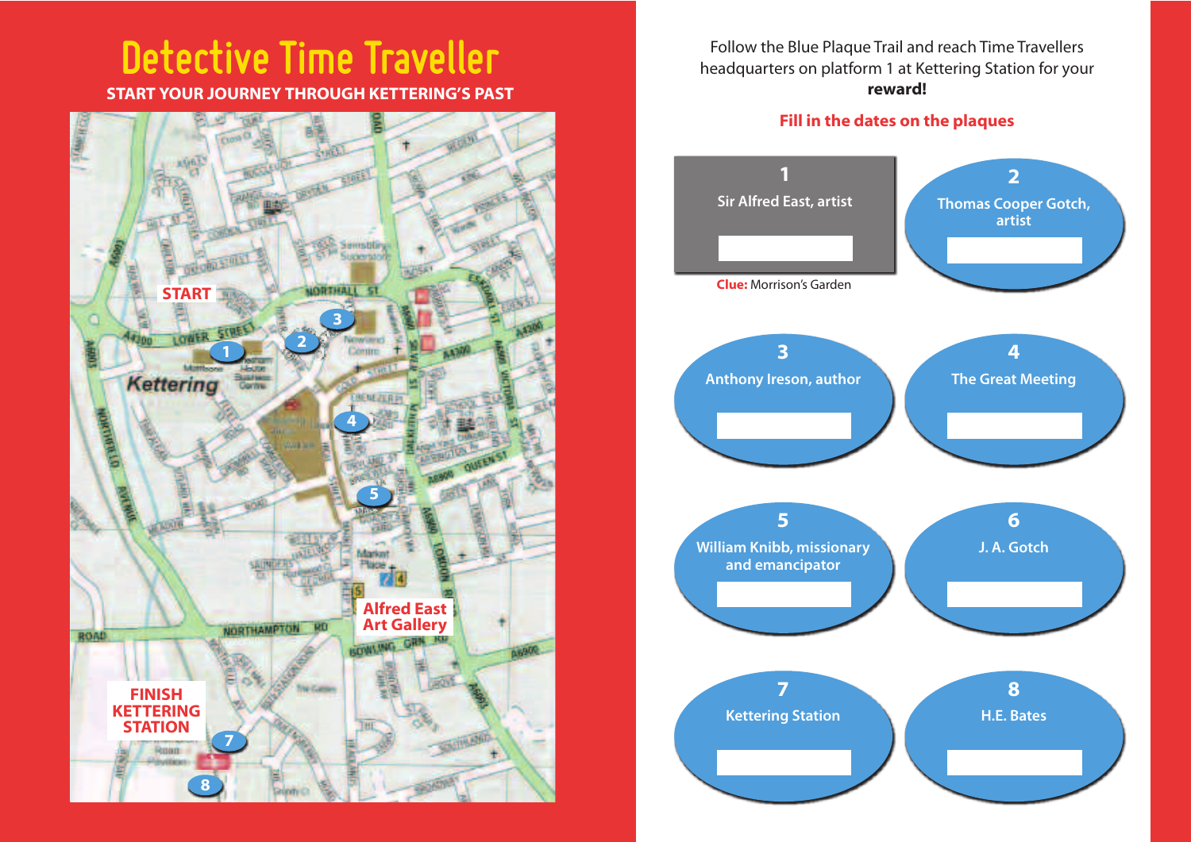# Detective Time Traveller

**START YOUR JOURNEY THROUGH KETTERING'S PAST**

START

Kettering

Alfred East Art Gallery

FINISH KETTERING STATION

Follow the Blue Plaque Trail and reach Time Travellers headquarters on platform 1 at Kettering Station for your **reward!**

## Fill in the dates on the plaques

**1**
Sir Alfred East, artist

**Clue:** Morrison's Garden

**2**
Thomas Cooper Gotch, artist

**3**
Anthony Ireson, author

**4**
The Great Meeting

**5**
William Knibb, missionary and emancipator

**6**
J. A. Gotch

**7**
Kettering Station

**8**
H.E. Bates